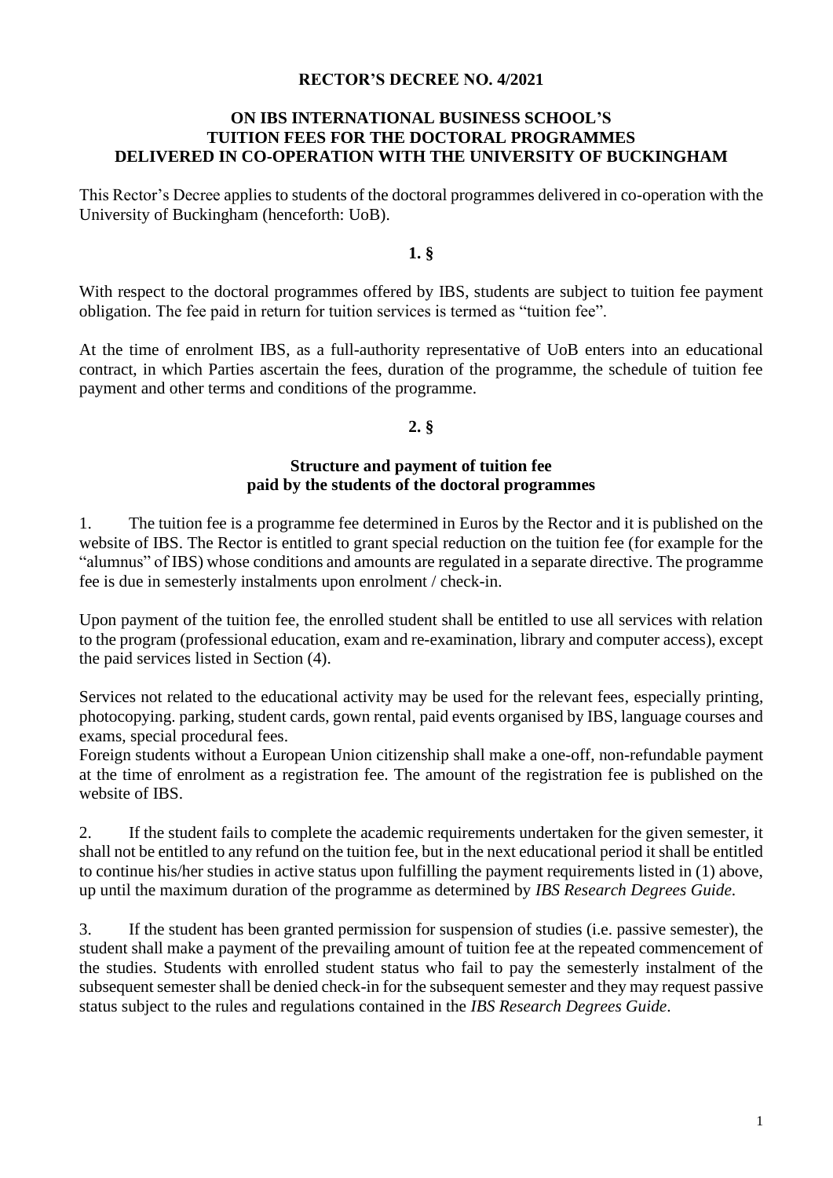# RECTOR'S DECREE NO. 4/2021

## ON IBS INTERNATIONAL BUSINESS SCHOOL'S TUITION FEES FOR THE DOCTORAL PROGRAMMES DELIVERED IN CO-OPERATION WITH THE UNIVERSITY OF BUCKINGHAM

This Rector's Decree applies to students of the doctoral programmes delivered in co-operation with the University of Buckingham (henceforth: UoB).

### 1. §

With respect to the doctoral programmes offered by IBS, students are subject to tuition fee payment obligation. The fee paid in return for tuition services is termed as "tuition fee".

At the time of enrolment IBS, as a full-authority representative of UoB enters into an educational contract, in which Parties ascertain the fees, duration of the programme, the schedule of tuition fee payment and other terms and conditions of the programme.

### 2. §

### Structure and payment of tuition fee paid by the students of the doctoral programmes

1. The tuition fee is a programme fee determined in Euros by the Rector and it is published on the website of IBS. The Rector is entitled to grant special reduction on the tuition fee (for example for the "alumnus" of IBS) whose conditions and amounts are regulated in a separate directive. The programme fee is due in semesterly instalments upon enrolment / check-in.

Upon payment of the tuition fee, the enrolled student shall be entitled to use all services with relation to the program (professional education, exam and re-examination, library and computer access), except the paid services listed in Section (4).

Services not related to the educational activity may be used for the relevant fees, especially printing, photocopying. parking, student cards, gown rental, paid events organised by IBS, language courses and exams, special procedural fees.

Foreign students without a European Union citizenship shall make a one-off, non-refundable payment at the time of enrolment as a registration fee. The amount of the registration fee is published on the website of IBS.

2. If the student fails to complete the academic requirements undertaken for the given semester, it shall not be entitled to any refund on the tuition fee, but in the next educational period it shall be entitled to continue his/her studies in active status upon fulfilling the payment requirements listed in (1) above, up until the maximum duration of the programme as determined by *IBS Research Degrees Guide*.

3. If the student has been granted permission for suspension of studies (i.e. passive semester), the student shall make a payment of the prevailing amount of tuition fee at the repeated commencement of the studies. Students with enrolled student status who fail to pay the semesterly instalment of the subsequent semester shall be denied check-in for the subsequent semester and they may request passive status subject to the rules and regulations contained in the *IBS Research Degrees Guide*.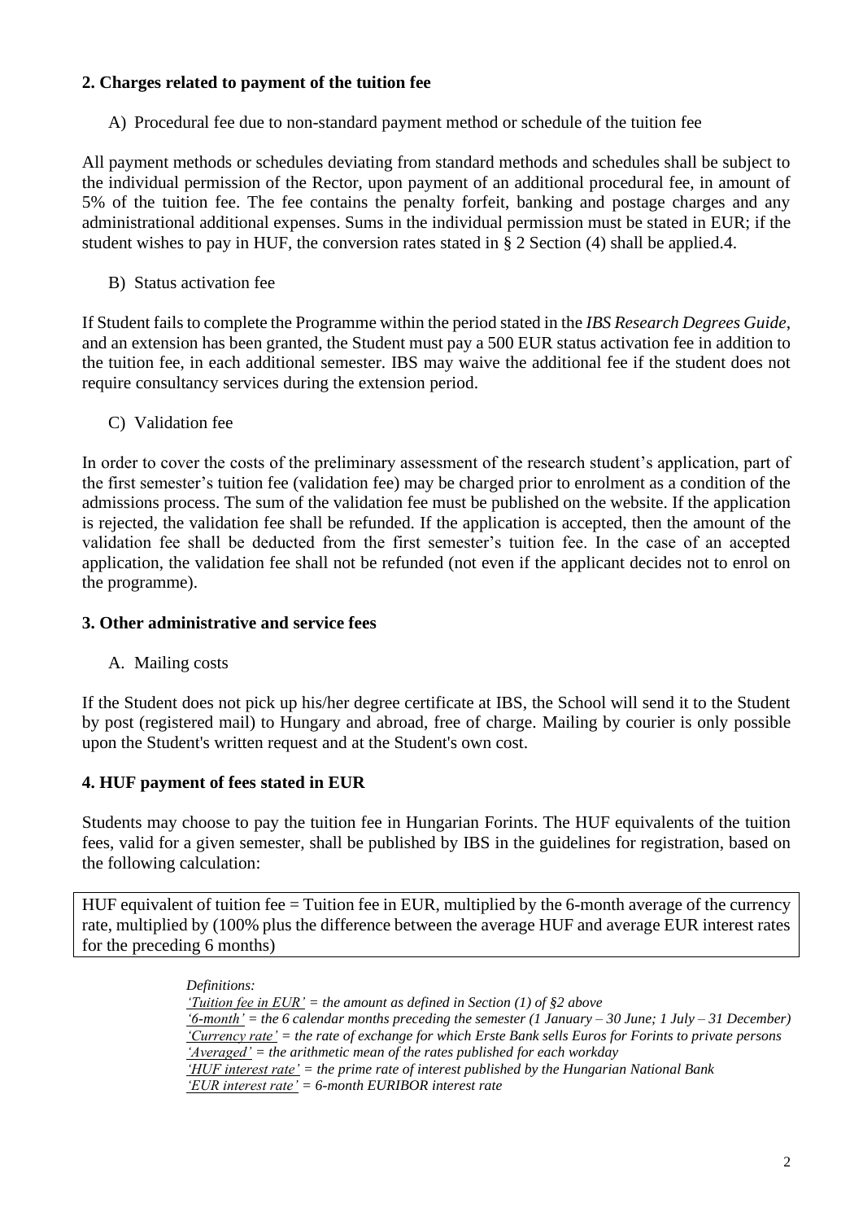## 2. Charges related to payment of the tuition fee

A) Procedural fee due to non-standard payment method or schedule of the tuition fee

All payment methods or schedules deviating from standard methods and schedules shall be subject to the individual permission of the Rector, upon payment of an additional procedural fee, in amount of 5% of the tuition fee. The fee contains the penalty forfeit, banking and postage charges and any administrational additional expenses. Sums in the individual permission must be stated in EUR; if the student wishes to pay in HUF, the conversion rates stated in § 2 Section (4) shall be applied.4.

B) Status activation fee

If Student fails to complete the Programme within the period stated in the *IBS Research Degrees Guide*, and an extension has been granted, the Student must pay a 500 EUR status activation fee in addition to the tuition fee, in each additional semester. IBS may waive the additional fee if the student does not require consultancy services during the extension period.

C) Validation fee

In order to cover the costs of the preliminary assessment of the research student's application, part of the first semester's tuition fee (validation fee) may be charged prior to enrolment as a condition of the admissions process. The sum of the validation fee must be published on the website. If the application is rejected, the validation fee shall be refunded. If the application is accepted, then the amount of the validation fee shall be deducted from the first semester's tuition fee. In the case of an accepted application, the validation fee shall not be refunded (not even if the applicant decides not to enrol on the programme).

## 3. Other administrative and service fees

A. Mailing costs

If the Student does not pick up his/her degree certificate at IBS, the School will send it to the Student by post (registered mail) to Hungary and abroad, free of charge. Mailing by courier is only possible upon the Student's written request and at the Student's own cost.

## 4. HUF payment of fees stated in EUR

Students may choose to pay the tuition fee in Hungarian Forints. The HUF equivalents of the tuition fees, valid for a given semester, shall be published by IBS in the guidelines for registration, based on the following calculation:

| HUF equivalent of tuition fee = Tuition fee in EUR, multiplied by the 6-month average of the currency rate, multiplied by (100% plus the difference between the average HUF and average EUR interest rates for the preceding 6 months) |
|---|

*Definitions:*
*'Tuition fee in EUR' = the amount as defined in Section (1) of §2 above*
*'6-month' = the 6 calendar months preceding the semester (1 January – 30 June; 1 July – 31 December)*
*'Currency rate' = the rate of exchange for which Erste Bank sells Euros for Forints to private persons*
*'Averaged' = the arithmetic mean of the rates published for each workday*
*'HUF interest rate' = the prime rate of interest published by the Hungarian National Bank*
*'EUR interest rate' = 6-month EURIBOR interest rate*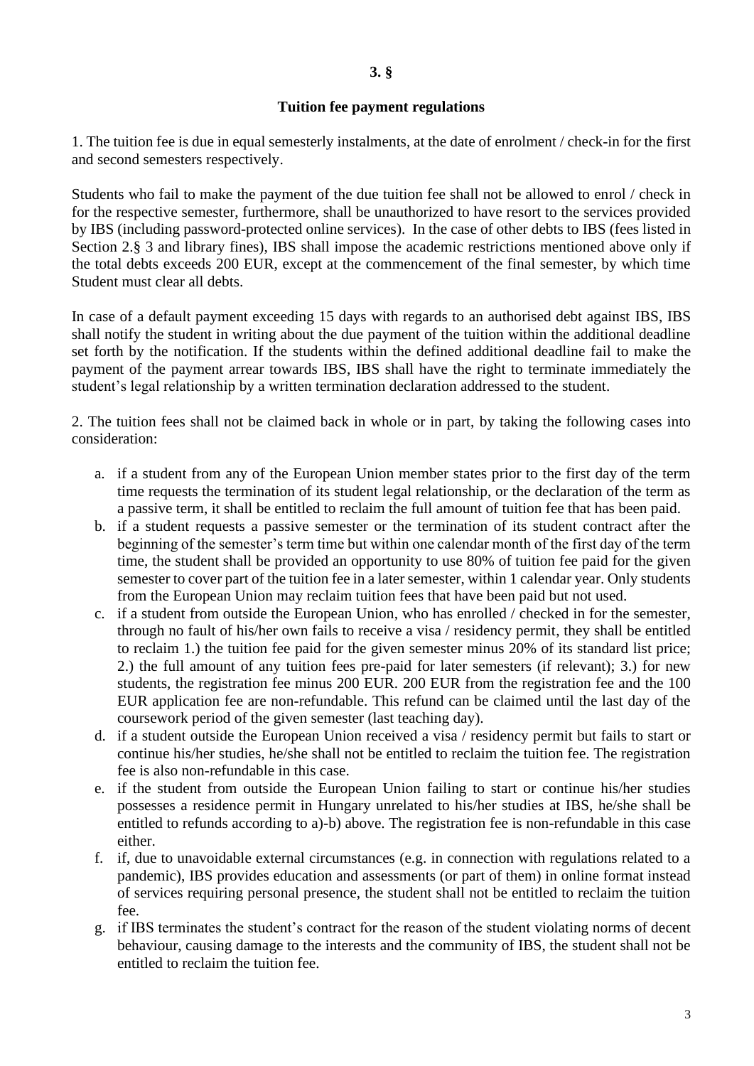## 3. §

## Tuition fee payment regulations

1. The tuition fee is due in equal semesterly instalments, at the date of enrolment / check-in for the first and second semesters respectively.

Students who fail to make the payment of the due tuition fee shall not be allowed to enrol / check in for the respective semester, furthermore, shall be unauthorized to have resort to the services provided by IBS (including password-protected online services). In the case of other debts to IBS (fees listed in Section 2.§ 3 and library fines), IBS shall impose the academic restrictions mentioned above only if the total debts exceeds 200 EUR, except at the commencement of the final semester, by which time Student must clear all debts.

In case of a default payment exceeding 15 days with regards to an authorised debt against IBS, IBS shall notify the student in writing about the due payment of the tuition within the additional deadline set forth by the notification. If the students within the defined additional deadline fail to make the payment of the payment arrear towards IBS, IBS shall have the right to terminate immediately the student's legal relationship by a written termination declaration addressed to the student.

2. The tuition fees shall not be claimed back in whole or in part, by taking the following cases into consideration:

a. if a student from any of the European Union member states prior to the first day of the term time requests the termination of its student legal relationship, or the declaration of the term as a passive term, it shall be entitled to reclaim the full amount of tuition fee that has been paid.
b. if a student requests a passive semester or the termination of its student contract after the beginning of the semester's term time but within one calendar month of the first day of the term time, the student shall be provided an opportunity to use 80% of tuition fee paid for the given semester to cover part of the tuition fee in a later semester, within 1 calendar year. Only students from the European Union may reclaim tuition fees that have been paid but not used.
c. if a student from outside the European Union, who has enrolled / checked in for the semester, through no fault of his/her own fails to receive a visa / residency permit, they shall be entitled to reclaim 1.) the tuition fee paid for the given semester minus 20% of its standard list price; 2.) the full amount of any tuition fees pre-paid for later semesters (if relevant); 3.) for new students, the registration fee minus 200 EUR. 200 EUR from the registration fee and the 100 EUR application fee are non-refundable. This refund can be claimed until the last day of the coursework period of the given semester (last teaching day).
d. if a student outside the European Union received a visa / residency permit but fails to start or continue his/her studies, he/she shall not be entitled to reclaim the tuition fee. The registration fee is also non-refundable in this case.
e. if the student from outside the European Union failing to start or continue his/her studies possesses a residence permit in Hungary unrelated to his/her studies at IBS, he/she shall be entitled to refunds according to a)-b) above. The registration fee is non-refundable in this case either.
f. if, due to unavoidable external circumstances (e.g. in connection with regulations related to a pandemic), IBS provides education and assessments (or part of them) in online format instead of services requiring personal presence, the student shall not be entitled to reclaim the tuition fee.
g. if IBS terminates the student's contract for the reason of the student violating norms of decent behaviour, causing damage to the interests and the community of IBS, the student shall not be entitled to reclaim the tuition fee.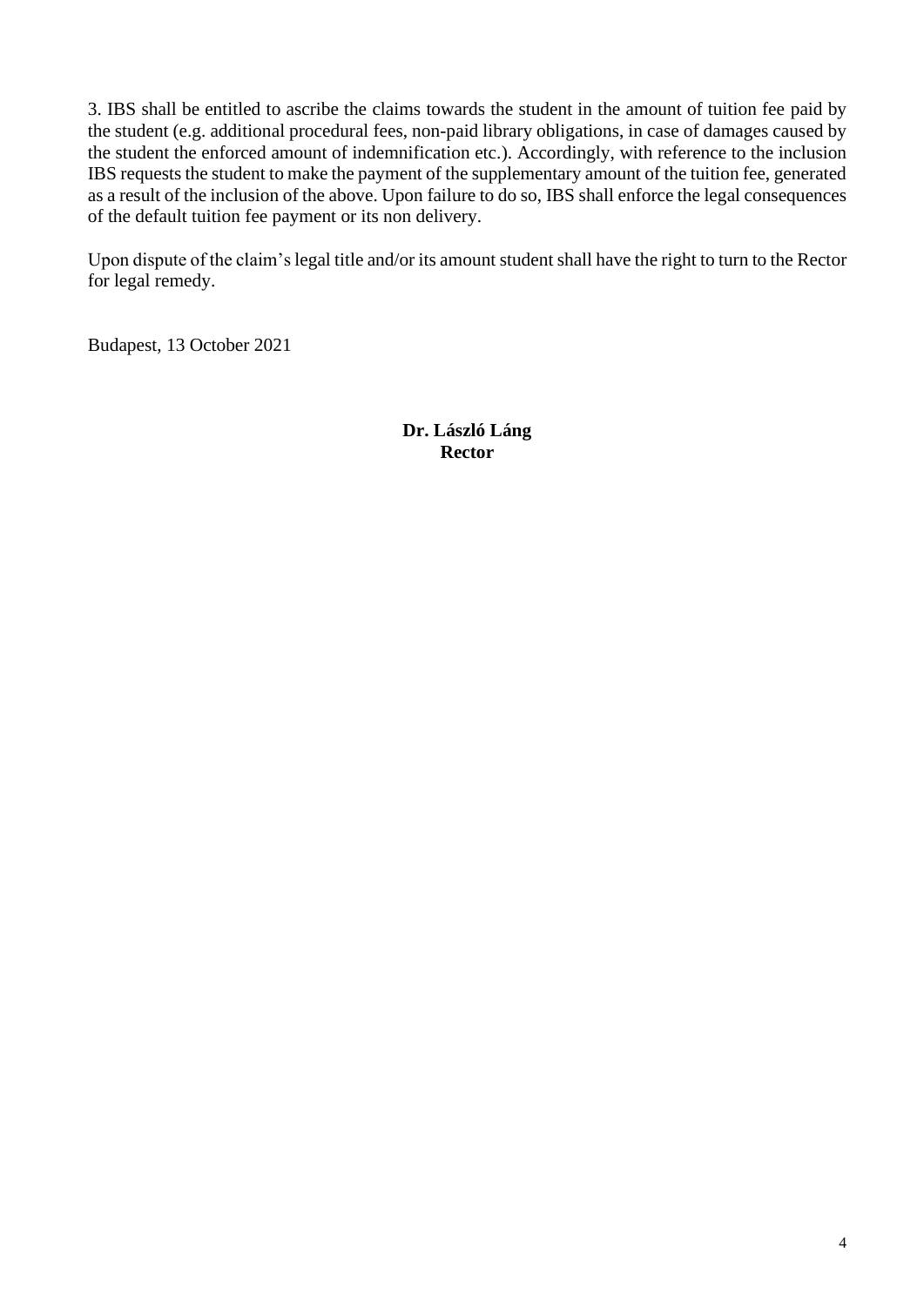3. IBS shall be entitled to ascribe the claims towards the student in the amount of tuition fee paid by the student (e.g. additional procedural fees, non-paid library obligations, in case of damages caused by the student the enforced amount of indemnification etc.). Accordingly, with reference to the inclusion IBS requests the student to make the payment of the supplementary amount of the tuition fee, generated as a result of the inclusion of the above. Upon failure to do so, IBS shall enforce the legal consequences of the default tuition fee payment or its non delivery.

Upon dispute of the claim's legal title and/or its amount student shall have the right to turn to the Rector for legal remedy.

Budapest, 13 October 2021

**Dr. László Láng**
**Rector**